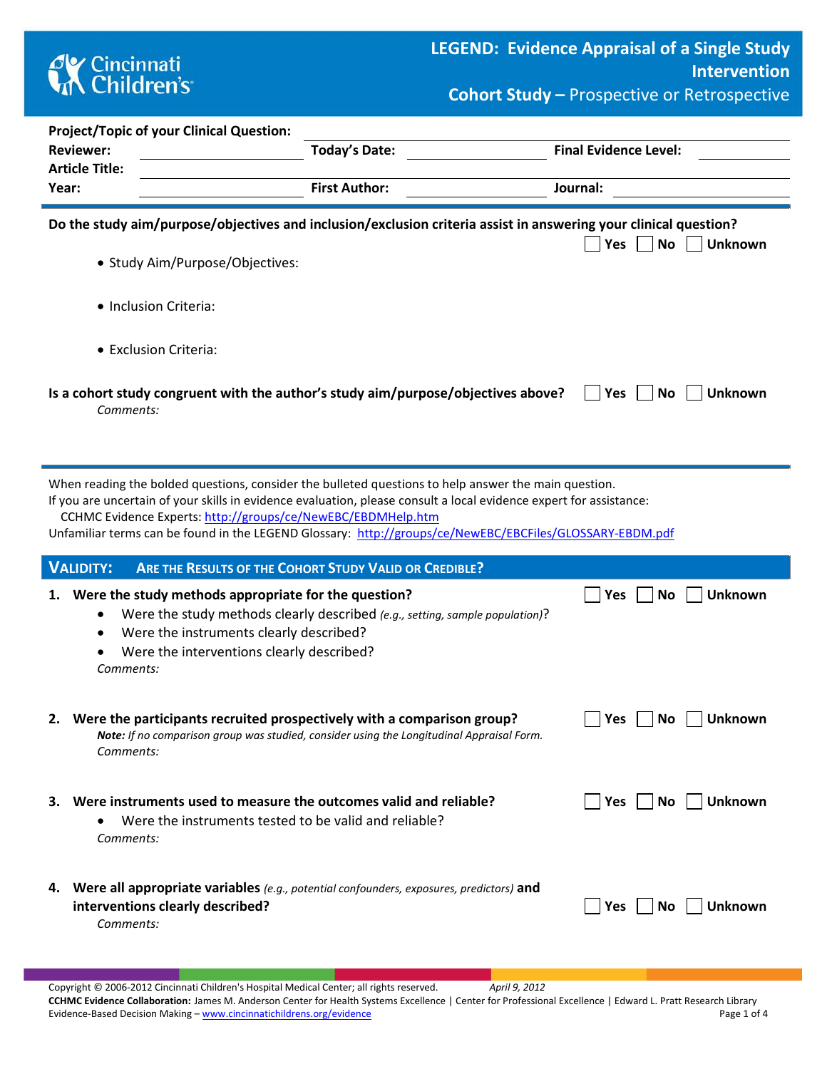# LEGEND: Evidence Appraisal of a Single Study Intervention

## Cohort Study – Prospective or Retrospective

**Project/Topic of your Clinical Question:** ____________________

**Reviewer:** ____________ **Today's Date:** ____________ **Final Evidence Level:** ____________

**Article Title:** ____________________

**Year:** ____________ **First Author:** ____________ **Journal:** ____________

---

**Do the study aim/purpose/objectives and inclusion/exclusion criteria assist in answering your clinical question?** ☐ Yes ☐ No ☐ Unknown

- Study Aim/Purpose/Objectives:
- Inclusion Criteria:
- Exclusion Criteria:

**Is a cohort study congruent with the author's study aim/purpose/objectives above?** ☐ Yes ☐ No ☐ Unknown

*Comments:*

---

When reading the bolded questions, consider the bulleted questions to help answer the main question.
If you are uncertain of your skills in evidence evaluation, please consult a local evidence expert for assistance:
CCHMC Evidence Experts: http://groups/ce/NewEBC/EBDMHelp.htm
Unfamiliar terms can be found in the LEGEND Glossary: http://groups/ce/NewEBC/EBCFiles/GLOSSARY-EBDM.pdf

## VALIDITY: ARE THE RESULTS OF THE COHORT STUDY VALID OR CREDIBLE?

1. **Were the study methods appropriate for the question?** ☐ Yes ☐ No ☐ Unknown
   - Were the study methods clearly described *(e.g., setting, sample population)*?
   - Were the instruments clearly described?
   - Were the interventions clearly described?

   *Comments:*

2. **Were the participants recruited prospectively with a comparison group?** ☐ Yes ☐ No ☐ Unknown

   ***Note:*** *If no comparison group was studied, consider using the Longitudinal Appraisal Form.*

   *Comments:*

3. **Were instruments used to measure the outcomes valid and reliable?** ☐ Yes ☐ No ☐ Unknown
   - Were the instruments tested to be valid and reliable?

   *Comments:*

4. **Were all appropriate variables** *(e.g., potential confounders, exposures, predictors)* **and interventions clearly described?** ☐ Yes ☐ No ☐ Unknown

   *Comments:*

Copyright © 2006-2012 Cincinnati Children's Hospital Medical Center; all rights reserved. *April 9, 2012*
**CCHMC Evidence Collaboration:** James M. Anderson Center for Health Systems Excellence | Center for Professional Excellence | Edward L. Pratt Research Library
Evidence-Based Decision Making – www.cincinnatichildrens.org/evidence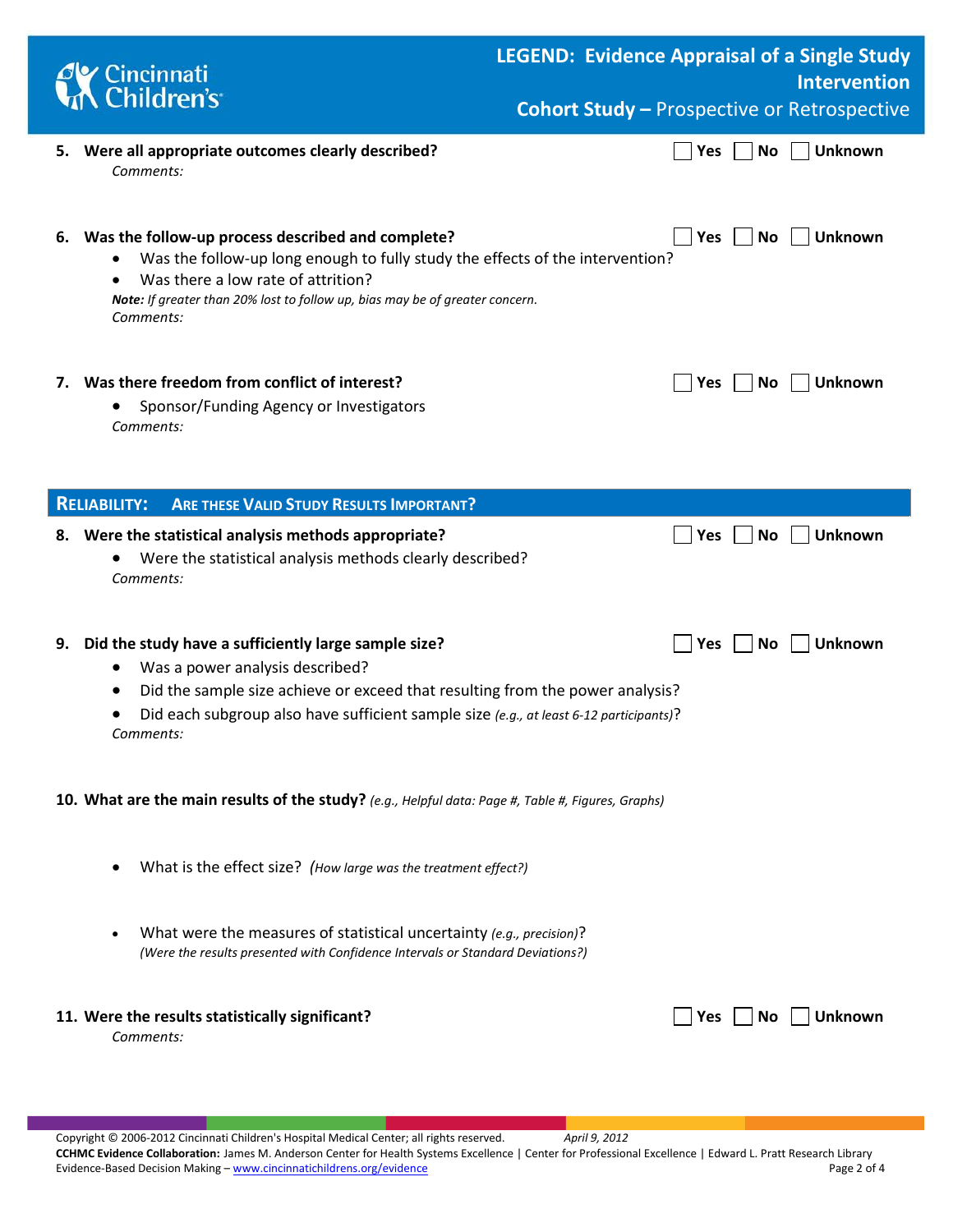**5. Were all appropriate outcomes clearly described?** ☐ Yes ☐ No ☐ Unknown

*Comments:*

**6. Was the follow-up process described and complete?** ☐ Yes ☐ No ☐ Unknown

- Was the follow-up long enough to fully study the effects of the intervention?
- Was there a low rate of attrition?

***Note:*** *If greater than 20% lost to follow up, bias may be of greater concern.*

*Comments:*

**7. Was there freedom from conflict of interest?** ☐ Yes ☐ No ☐ Unknown

- Sponsor/Funding Agency or Investigators

*Comments:*

## RELIABILITY: ARE THESE VALID STUDY RESULTS IMPORTANT?

**8. Were the statistical analysis methods appropriate?** ☐ Yes ☐ No ☐ Unknown

- Were the statistical analysis methods clearly described?

*Comments:*

**9. Did the study have a sufficiently large sample size?** ☐ Yes ☐ No ☐ Unknown

- Was a power analysis described?
- Did the sample size achieve or exceed that resulting from the power analysis?
- Did each subgroup also have sufficient sample size *(e.g., at least 6-12 participants)*?

*Comments:*

**10. What are the main results of the study?** *(e.g., Helpful data: Page #, Table #, Figures, Graphs)*

- What is the effect size? *(How large was the treatment effect?)*
- What were the measures of statistical uncertainty *(e.g., precision)*?
  *(Were the results presented with Confidence Intervals or Standard Deviations?)*

**11. Were the results statistically significant?** ☐ Yes ☐ No ☐ Unknown

*Comments:*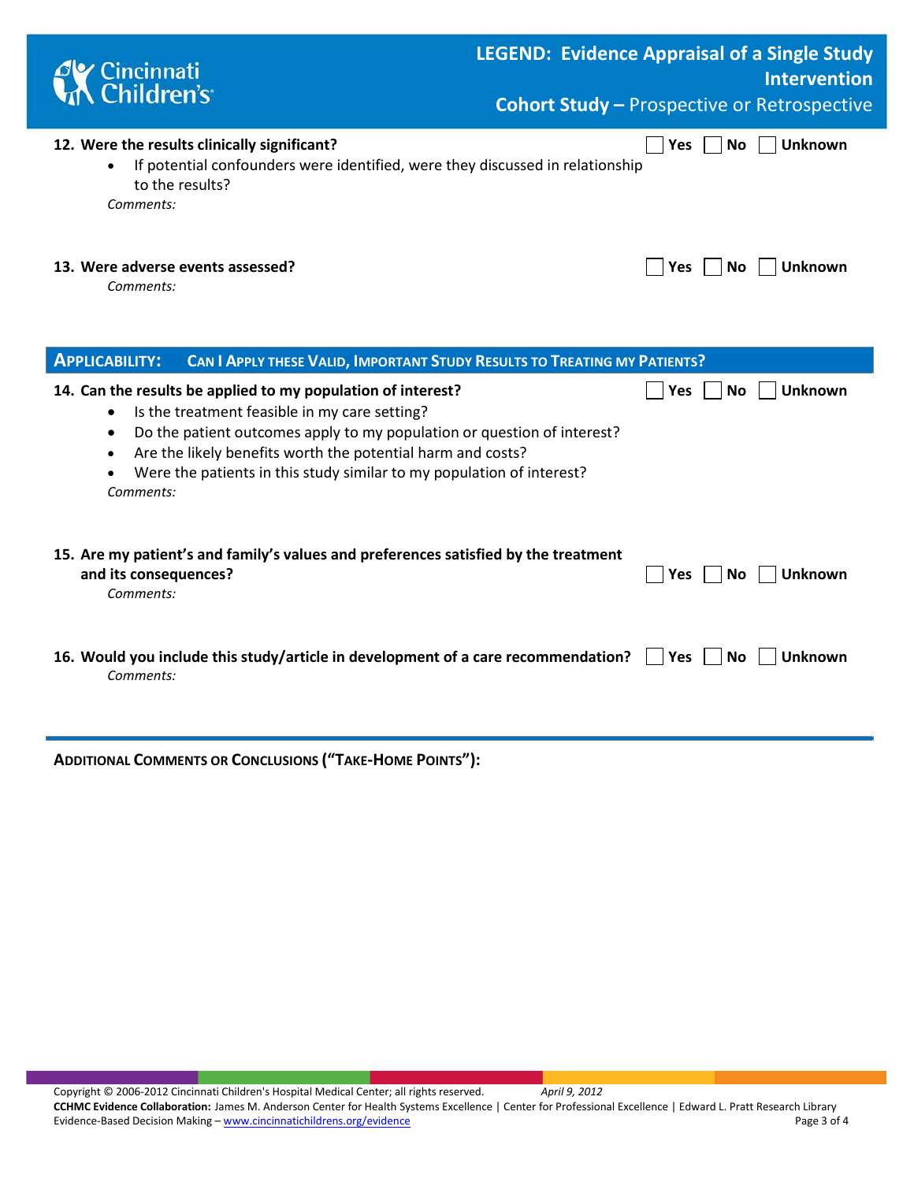**12. Were the results clinically significant?** ☐ Yes ☐ No ☐ Unknown

- If potential confounders were identified, were they discussed in relationship to the results?

*Comments:*

**13. Were adverse events assessed?** ☐ Yes ☐ No ☐ Unknown

*Comments:*

## APPLICABILITY: CAN I APPLY THESE VALID, IMPORTANT STUDY RESULTS TO TREATING MY PATIENTS?

**14. Can the results be applied to my population of interest?** ☐ Yes ☐ No ☐ Unknown

- Is the treatment feasible in my care setting?
- Do the patient outcomes apply to my population or question of interest?
- Are the likely benefits worth the potential harm and costs?
- Were the patients in this study similar to my population of interest?

*Comments:*

**15. Are my patient's and family's values and preferences satisfied by the treatment and its consequences?** ☐ Yes ☐ No ☐ Unknown

*Comments:*

**16. Would you include this study/article in development of a care recommendation?** ☐ Yes ☐ No ☐ Unknown

*Comments:*

---

**ADDITIONAL COMMENTS OR CONCLUSIONS ("TAKE-HOME POINTS"):**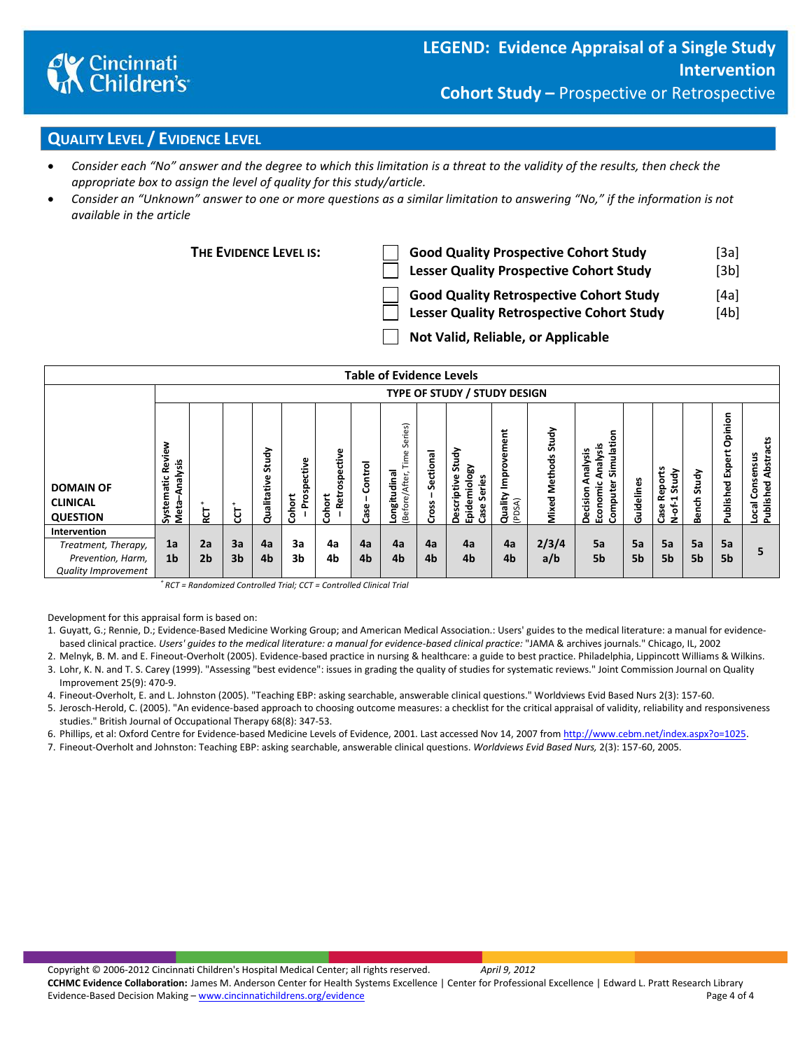# LEGEND: Evidence Appraisal of a Single Study Intervention

## Cohort Study – Prospective or Retrospective

## Quality Level / Evidence Level

- *Consider each "No" answer and the degree to which this limitation is a threat to the validity of the results, then check the appropriate box to assign the level of quality for this study/article.*
- *Consider an "Unknown" answer to one or more questions as a similar limitation to answering "No," if the information is not available in the article*

**The Evidence Level is:**

- ☐ **Good Quality Prospective Cohort Study** [3a]
- ☐ **Lesser Quality Prospective Cohort Study** [3b]
- ☐ **Good Quality Retrospective Cohort Study** [4a]
- ☐ **Lesser Quality Retrospective Cohort Study** [4b]
- ☐ **Not Valid, Reliable, or Applicable**

**Table of Evidence Levels**

| **Domain of Clinical Question** | **Type of Study / Study Design** | | | | | | | | | | | | | | | | | | |
|---|---|---|---|---|---|---|---|---|---|---|---|---|---|---|---|---|---|---|---|
| | **Systematic Review Meta-Analysis** | **RCT**[+] | **CCT**[+] | **Qualitative Study** | **Cohort – Prospective** | **Cohort – Retrospective** | **Case – Control** | **Longitudinal** (Before/After, Time Series) | **Cross – Sectional** | **Descriptive Study Epidemiology Case Series** | **Quality Improvement** (PDSA) | **Mixed Methods Study** | **Decision Analysis Economic Analysis Computer Simulation** | **Guidelines** | **Case Reports N-of-1 Study** | **Bench Study** | **Published Expert Opinion** | **Local Consensus Published Abstracts** |
| **Intervention** *Treatment, Therapy, Prevention, Harm, Quality Improvement* | **1a 1b** | **2a 2b** | **3a 3b** | **4a 4b** | **3a 3b** | **4a 4b** | **4a 4b** | **4a 4b** | **4a 4b** | **4a 4b** | **4a 4b** | **2/3/4 a/b** | **5a 5b** | **5a 5b** | **5a 5b** | **5a 5b** | **5a 5b** | **5** |

*[+] RCT = Randomized Controlled Trial; CCT = Controlled Clinical Trial*

Development for this appraisal form is based on:

1. Guyatt, G.; Rennie, D.; Evidence-Based Medicine Working Group; and American Medical Association.: Users' guides to the medical literature: a manual for evidence-based clinical practice. *Users' guides to the medical literature: a manual for evidence-based clinical practice:* "JAMA & archives journals." Chicago, IL, 2002
2. Melnyk, B. M. and E. Fineout-Overholt (2005). Evidence-based practice in nursing & healthcare: a guide to best practice. Philadelphia, Lippincott Williams & Wilkins.
3. Lohr, K. N. and T. S. Carey (1999). "Assessing "best evidence": issues in grading the quality of studies for systematic reviews." Joint Commission Journal on Quality Improvement 25(9): 470-9.
4. Fineout-Overholt, E. and L. Johnston (2005). "Teaching EBP: asking searchable, answerable clinical questions." Worldviews Evid Based Nurs 2(3): 157-60.
5. Jerosch-Herold, C. (2005). "An evidence-based approach to choosing outcome measures: a checklist for the critical appraisal of validity, reliability and responsiveness studies." British Journal of Occupational Therapy 68(8): 347-53.
6. Phillips, et al: Oxford Centre for Evidence-based Medicine Levels of Evidence, 2001. Last accessed Nov 14, 2007 from http://www.cebm.net/index.aspx?o=1025.
7. Fineout-Overholt and Johnston: Teaching EBP: asking searchable, answerable clinical questions. *Worldviews Evid Based Nurs,* 2(3): 157-60, 2005.

Copyright © 2006-2012 Cincinnati Children's Hospital Medical Center; all rights reserved. *April 9, 2012*
**CCHMC Evidence Collaboration:** James M. Anderson Center for Health Systems Excellence | Center for Professional Excellence | Edward L. Pratt Research Library
Evidence-Based Decision Making – www.cincinnatichildrens.org/evidence